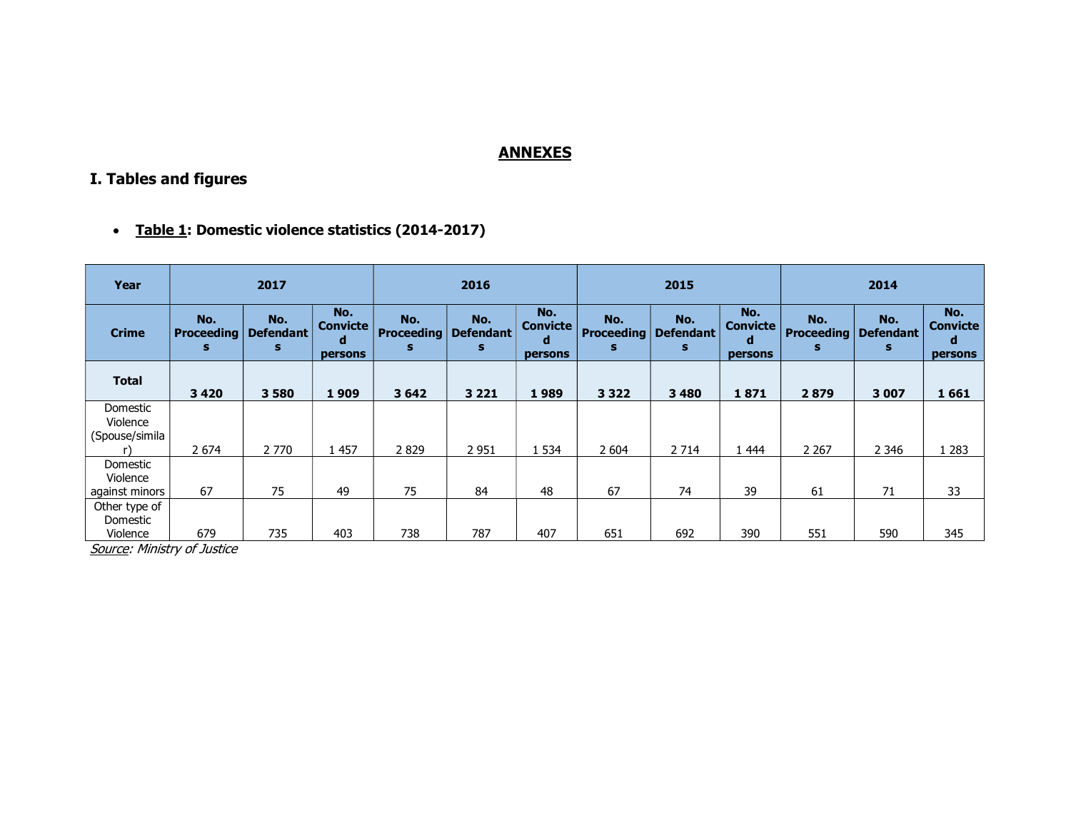# ANNEXES

## I. Tables and figures

- **Table 1: Domestic violence statistics (2014-2017)**

| Year | 2017 | | | 2016 | | | 2015 | | | 2014 | | |
|---|---|---|---|---|---|---|---|---|---|---|---|---|
| **Crime** | **No. Proceedings** | **No. Defendants** | **No. Convicted persons** | **No. Proceedings** | **No. Defendants** | **No. Convicted persons** | **No. Proceedings** | **No. Defendants** | **No. Convicted persons** | **No. Proceedings** | **No. Defendants** | **No. Convicted persons** |
| **Total** | **3 420** | **3 580** | **1 909** | **3 642** | **3 221** | **1 989** | **3 322** | **3 480** | **1 871** | **2 879** | **3 007** | **1 661** |
| Domestic Violence (Spouse/similar) | 2 674 | 2 770 | 1 457 | 2 829 | 2 951 | 1 534 | 2 604 | 2 714 | 1 444 | 2 267 | 2 346 | 1 283 |
| Domestic Violence against minors | 67 | 75 | 49 | 75 | 84 | 48 | 67 | 74 | 39 | 61 | 71 | 33 |
| Other type of Domestic Violence | 679 | 735 | 403 | 738 | 787 | 407 | 651 | 692 | 390 | 551 | 590 | 345 |

*Source: Ministry of Justice*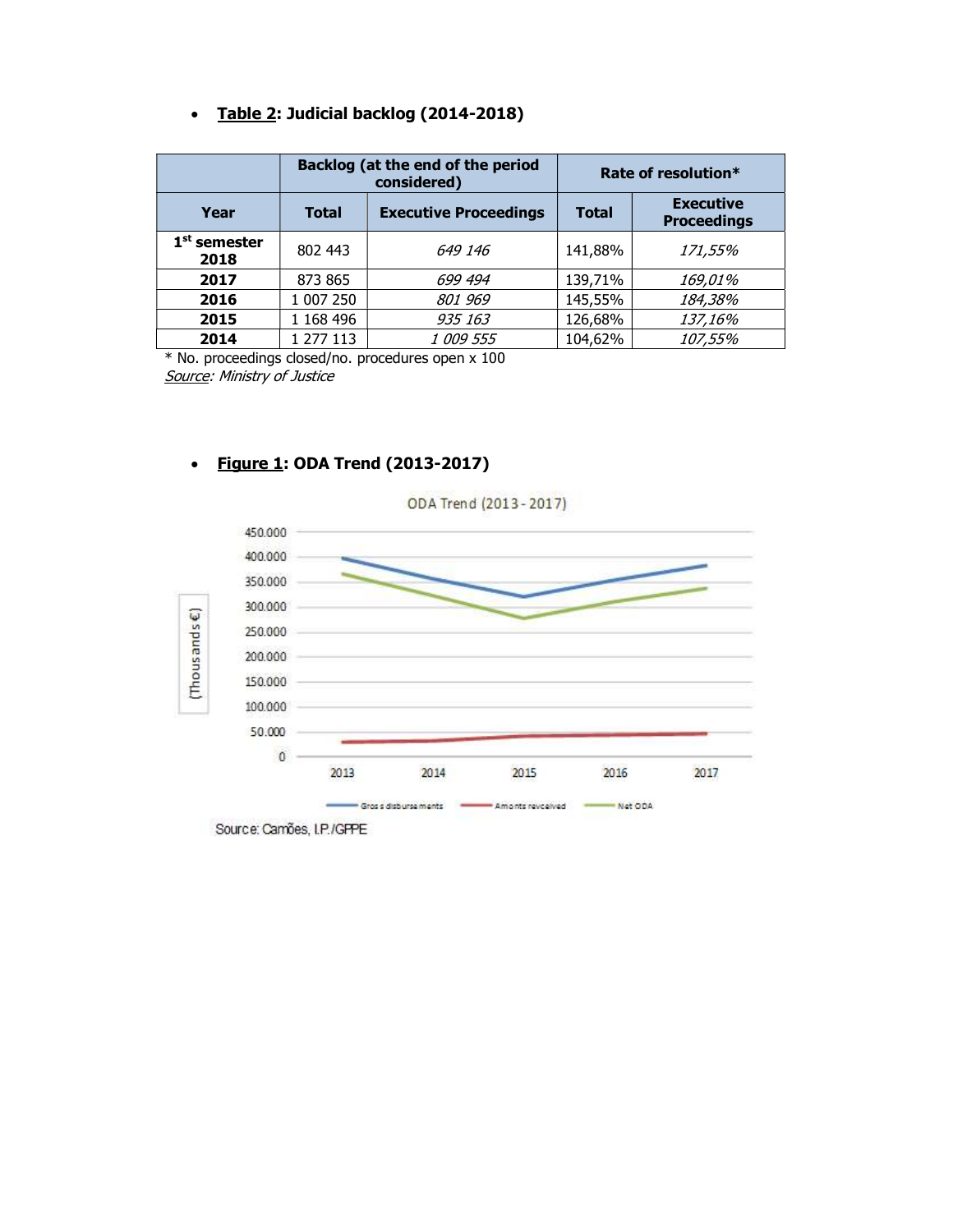- **Table 2: Judicial backlog (2014-2018)**

| | Backlog (at the end of the period considered) | | Rate of resolution* | |
|---|---|---|---|---|
| **Year** | **Total** | **Executive Proceedings** | **Total** | **Executive Proceedings** |
| **1st semester 2018** | 802 443 | *649 146* | 141,88% | *171,55%* |
| **2017** | 873 865 | *699 494* | 139,71% | *169,01%* |
| **2016** | 1 007 250 | *801 969* | 145,55% | *184,38%* |
| **2015** | 1 168 496 | *935 163* | 126,68% | *137,16%* |
| **2014** | 1 277 113 | *1 009 555* | 104,62% | *107,55%* |

\* No. proceedings closed/no. procedures open x 100

*Source: Ministry of Justice*

- **Figure 1: ODA Trend (2013-2017)**

ODA Trend (2013 - 2017)

Source: Camões, I.P./GPPE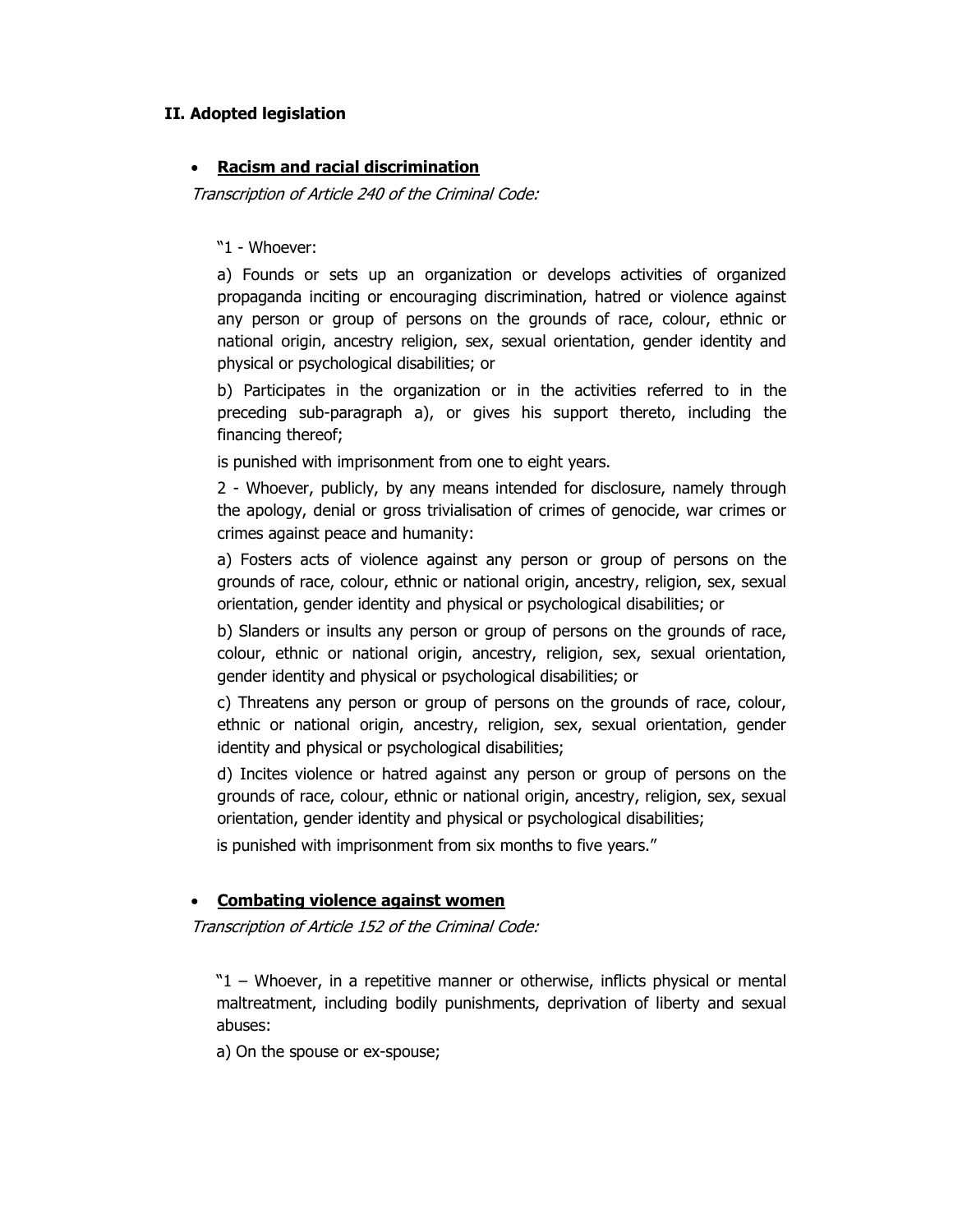## II. Adopted legislation

- **Racism and racial discrimination**

*Transcription of Article 240 of the Criminal Code:*

> "1 - Whoever:
>
> a) Founds or sets up an organization or develops activities of organized propaganda inciting or encouraging discrimination, hatred or violence against any person or group of persons on the grounds of race, colour, ethnic or national origin, ancestry religion, sex, sexual orientation, gender identity and physical or psychological disabilities; or
>
> b) Participates in the organization or in the activities referred to in the preceding sub-paragraph a), or gives his support thereto, including the financing thereof;
>
> is punished with imprisonment from one to eight years.
>
> 2 - Whoever, publicly, by any means intended for disclosure, namely through the apology, denial or gross trivialisation of crimes of genocide, war crimes or crimes against peace and humanity:
>
> a) Fosters acts of violence against any person or group of persons on the grounds of race, colour, ethnic or national origin, ancestry, religion, sex, sexual orientation, gender identity and physical or psychological disabilities; or
>
> b) Slanders or insults any person or group of persons on the grounds of race, colour, ethnic or national origin, ancestry, religion, sex, sexual orientation, gender identity and physical or psychological disabilities; or
>
> c) Threatens any person or group of persons on the grounds of race, colour, ethnic or national origin, ancestry, religion, sex, sexual orientation, gender identity and physical or psychological disabilities;
>
> d) Incites violence or hatred against any person or group of persons on the grounds of race, colour, ethnic or national origin, ancestry, religion, sex, sexual orientation, gender identity and physical or psychological disabilities;
>
> is punished with imprisonment from six months to five years."

- **Combating violence against women**

*Transcription of Article 152 of the Criminal Code:*

> "1 – Whoever, in a repetitive manner or otherwise, inflicts physical or mental maltreatment, including bodily punishments, deprivation of liberty and sexual abuses:
>
> a) On the spouse or ex-spouse;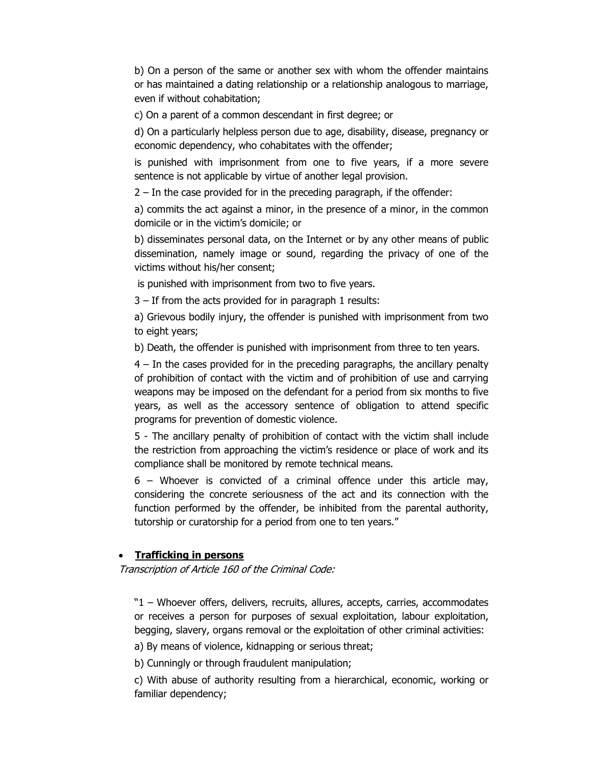b) On a person of the same or another sex with whom the offender maintains or has maintained a dating relationship or a relationship analogous to marriage, even if without cohabitation;

c) On a parent of a common descendant in first degree; or

d) On a particularly helpless person due to age, disability, disease, pregnancy or economic dependency, who cohabitates with the offender;

is punished with imprisonment from one to five years, if a more severe sentence is not applicable by virtue of another legal provision.

2 – In the case provided for in the preceding paragraph, if the offender:

a) commits the act against a minor, in the presence of a minor, in the common domicile or in the victim's domicile; or

b) disseminates personal data, on the Internet or by any other means of public dissemination, namely image or sound, regarding the privacy of one of the victims without his/her consent;

is punished with imprisonment from two to five years.

3 – If from the acts provided for in paragraph 1 results:

a) Grievous bodily injury, the offender is punished with imprisonment from two to eight years;

b) Death, the offender is punished with imprisonment from three to ten years.

4 – In the cases provided for in the preceding paragraphs, the ancillary penalty of prohibition of contact with the victim and of prohibition of use and carrying weapons may be imposed on the defendant for a period from six months to five years, as well as the accessory sentence of obligation to attend specific programs for prevention of domestic violence.

5 - The ancillary penalty of prohibition of contact with the victim shall include the restriction from approaching the victim's residence or place of work and its compliance shall be monitored by remote technical means.

6 – Whoever is convicted of a criminal offence under this article may, considering the concrete seriousness of the act and its connection with the function performed by the offender, be inhibited from the parental authority, tutorship or curatorship for a period from one to ten years."

- **Trafficking in persons**

*Transcription of Article 160 of the Criminal Code:*

"1 – Whoever offers, delivers, recruits, allures, accepts, carries, accommodates or receives a person for purposes of sexual exploitation, labour exploitation, begging, slavery, organs removal or the exploitation of other criminal activities:

a) By means of violence, kidnapping or serious threat;

b) Cunningly or through fraudulent manipulation;

c) With abuse of authority resulting from a hierarchical, economic, working or familiar dependency;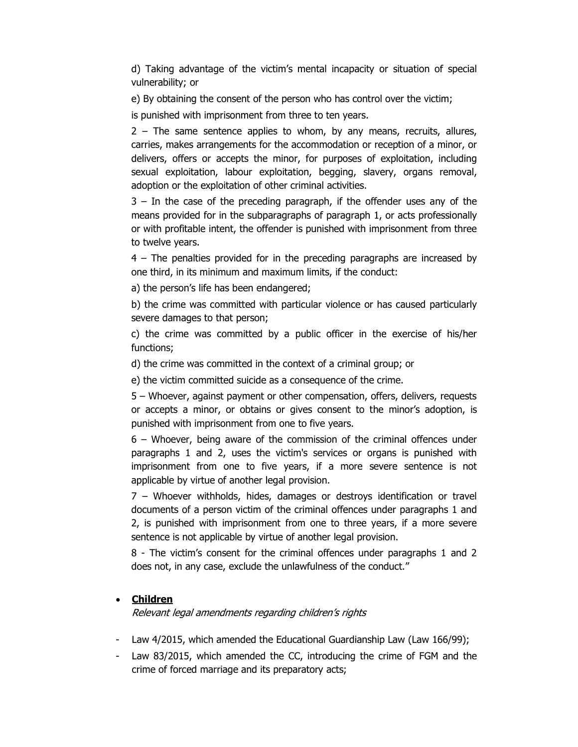d) Taking advantage of the victim's mental incapacity or situation of special vulnerability; or

e) By obtaining the consent of the person who has control over the victim;

is punished with imprisonment from three to ten years.

2 – The same sentence applies to whom, by any means, recruits, allures, carries, makes arrangements for the accommodation or reception of a minor, or delivers, offers or accepts the minor, for purposes of exploitation, including sexual exploitation, labour exploitation, begging, slavery, organs removal, adoption or the exploitation of other criminal activities.

3 – In the case of the preceding paragraph, if the offender uses any of the means provided for in the subparagraphs of paragraph 1, or acts professionally or with profitable intent, the offender is punished with imprisonment from three to twelve years.

4 – The penalties provided for in the preceding paragraphs are increased by one third, in its minimum and maximum limits, if the conduct:

a) the person's life has been endangered;

b) the crime was committed with particular violence or has caused particularly severe damages to that person;

c) the crime was committed by a public officer in the exercise of his/her functions;

d) the crime was committed in the context of a criminal group; or

e) the victim committed suicide as a consequence of the crime.

5 – Whoever, against payment or other compensation, offers, delivers, requests or accepts a minor, or obtains or gives consent to the minor's adoption, is punished with imprisonment from one to five years.

6 – Whoever, being aware of the commission of the criminal offences under paragraphs 1 and 2, uses the victim's services or organs is punished with imprisonment from one to five years, if a more severe sentence is not applicable by virtue of another legal provision.

7 – Whoever withholds, hides, damages or destroys identification or travel documents of a person victim of the criminal offences under paragraphs 1 and 2, is punished with imprisonment from one to three years, if a more severe sentence is not applicable by virtue of another legal provision.

8 - The victim's consent for the criminal offences under paragraphs 1 and 2 does not, in any case, exclude the unlawfulness of the conduct."

- **Children**

  *Relevant legal amendments regarding children's rights*

- Law 4/2015, which amended the Educational Guardianship Law (Law 166/99);
- Law 83/2015, which amended the CC, introducing the crime of FGM and the crime of forced marriage and its preparatory acts;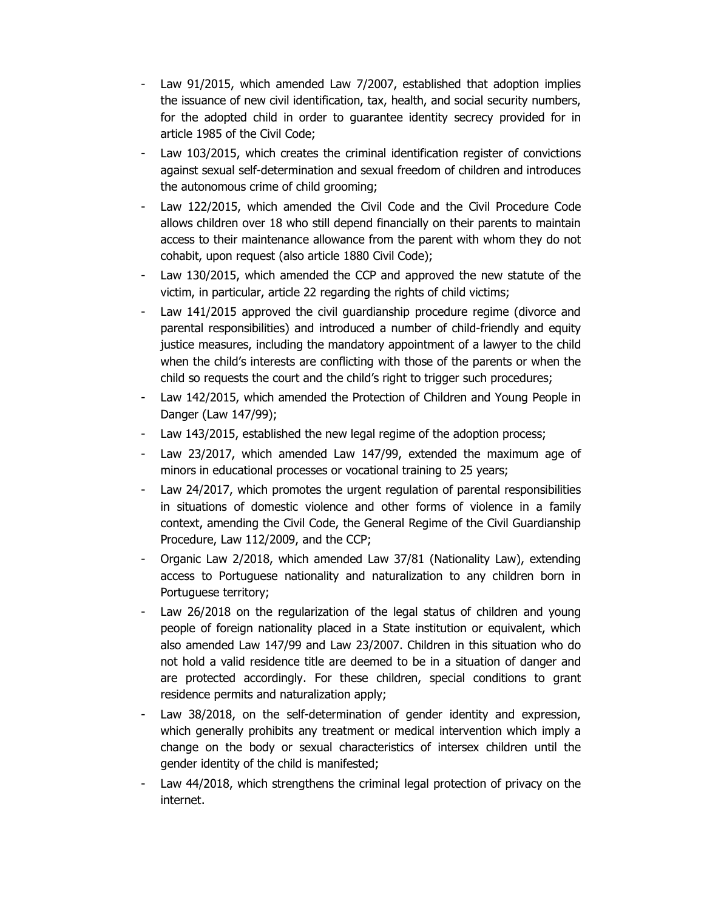- Law 91/2015, which amended Law 7/2007, established that adoption implies the issuance of new civil identification, tax, health, and social security numbers, for the adopted child in order to guarantee identity secrecy provided for in article 1985 of the Civil Code;
- Law 103/2015, which creates the criminal identification register of convictions against sexual self-determination and sexual freedom of children and introduces the autonomous crime of child grooming;
- Law 122/2015, which amended the Civil Code and the Civil Procedure Code allows children over 18 who still depend financially on their parents to maintain access to their maintenance allowance from the parent with whom they do not cohabit, upon request (also article 1880 Civil Code);
- Law 130/2015, which amended the CCP and approved the new statute of the victim, in particular, article 22 regarding the rights of child victims;
- Law 141/2015 approved the civil guardianship procedure regime (divorce and parental responsibilities) and introduced a number of child-friendly and equity justice measures, including the mandatory appointment of a lawyer to the child when the child's interests are conflicting with those of the parents or when the child so requests the court and the child's right to trigger such procedures;
- Law 142/2015, which amended the Protection of Children and Young People in Danger (Law 147/99);
- Law 143/2015, established the new legal regime of the adoption process;
- Law 23/2017, which amended Law 147/99, extended the maximum age of minors in educational processes or vocational training to 25 years;
- Law 24/2017, which promotes the urgent regulation of parental responsibilities in situations of domestic violence and other forms of violence in a family context, amending the Civil Code, the General Regime of the Civil Guardianship Procedure, Law 112/2009, and the CCP;
- Organic Law 2/2018, which amended Law 37/81 (Nationality Law), extending access to Portuguese nationality and naturalization to any children born in Portuguese territory;
- Law 26/2018 on the regularization of the legal status of children and young people of foreign nationality placed in a State institution or equivalent, which also amended Law 147/99 and Law 23/2007. Children in this situation who do not hold a valid residence title are deemed to be in a situation of danger and are protected accordingly. For these children, special conditions to grant residence permits and naturalization apply;
- Law 38/2018, on the self-determination of gender identity and expression, which generally prohibits any treatment or medical intervention which imply a change on the body or sexual characteristics of intersex children until the gender identity of the child is manifested;
- Law 44/2018, which strengthens the criminal legal protection of privacy on the internet.